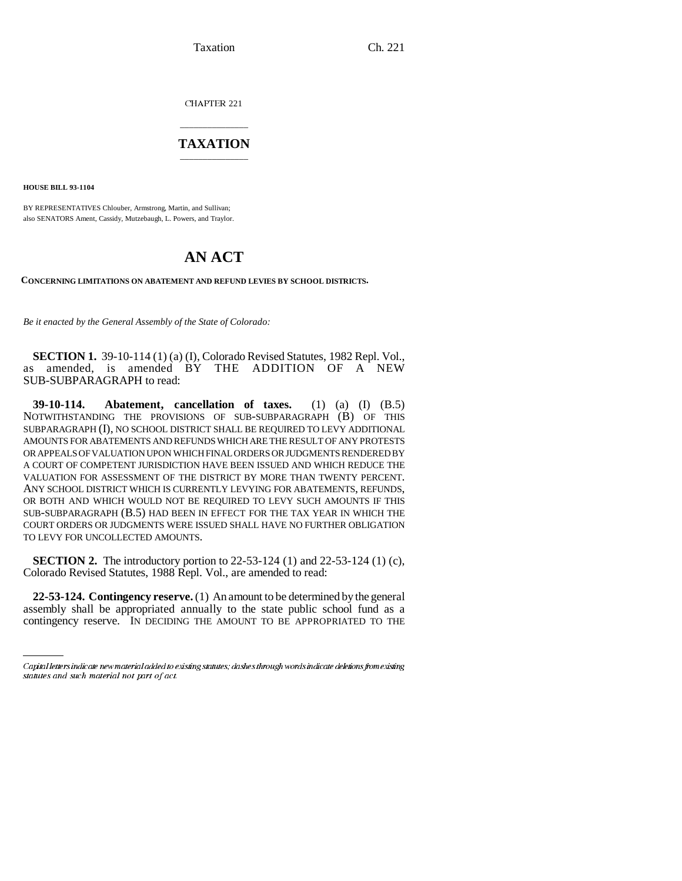CHAPTER 221

# TAXATION

**HOUSE BILL 93-1104**

BY REPRESENTATIVES Chlouber, Armstrong, Martin, and Sullivan;
also SENATORS Ament, Cassidy, Mutzebaugh, L. Powers, and Traylor.

# AN ACT

**CONCERNING LIMITATIONS ON ABATEMENT AND REFUND LEVIES BY SCHOOL DISTRICTS.**

*Be it enacted by the General Assembly of the State of Colorado:*

**SECTION 1.** 39-10-114 (1) (a) (I), Colorado Revised Statutes, 1982 Repl. Vol., as amended, is amended BY THE ADDITION OF A NEW SUB-SUBPARAGRAPH to read:

**39-10-114. Abatement, cancellation of taxes.** (1) (a) (I) (B.5) NOTWITHSTANDING THE PROVISIONS OF SUB-SUBPARAGRAPH (B) OF THIS SUBPARAGRAPH (I), NO SCHOOL DISTRICT SHALL BE REQUIRED TO LEVY ADDITIONAL AMOUNTS FOR ABATEMENTS AND REFUNDS WHICH ARE THE RESULT OF ANY PROTESTS OR APPEALS OF VALUATION UPON WHICH FINAL ORDERS OR JUDGMENTS RENDERED BY A COURT OF COMPETENT JURISDICTION HAVE BEEN ISSUED AND WHICH REDUCE THE VALUATION FOR ASSESSMENT OF THE DISTRICT BY MORE THAN TWENTY PERCENT. ANY SCHOOL DISTRICT WHICH IS CURRENTLY LEVYING FOR ABATEMENTS, REFUNDS, OR BOTH AND WHICH WOULD NOT BE REQUIRED TO LEVY SUCH AMOUNTS IF THIS SUB-SUBPARAGRAPH (B.5) HAD BEEN IN EFFECT FOR THE TAX YEAR IN WHICH THE COURT ORDERS OR JUDGMENTS WERE ISSUED SHALL HAVE NO FURTHER OBLIGATION TO LEVY FOR UNCOLLECTED AMOUNTS.

**SECTION 2.** The introductory portion to 22-53-124 (1) and 22-53-124 (1) (c), Colorado Revised Statutes, 1988 Repl. Vol., are amended to read:

**22-53-124. Contingency reserve.** (1) An amount to be determined by the general assembly shall be appropriated annually to the state public school fund as a contingency reserve. IN DECIDING THE AMOUNT TO BE APPROPRIATED TO THE

Capital letters indicate new material added to existing statutes; dashes through words indicate deletions from existing statutes and such material not part of act.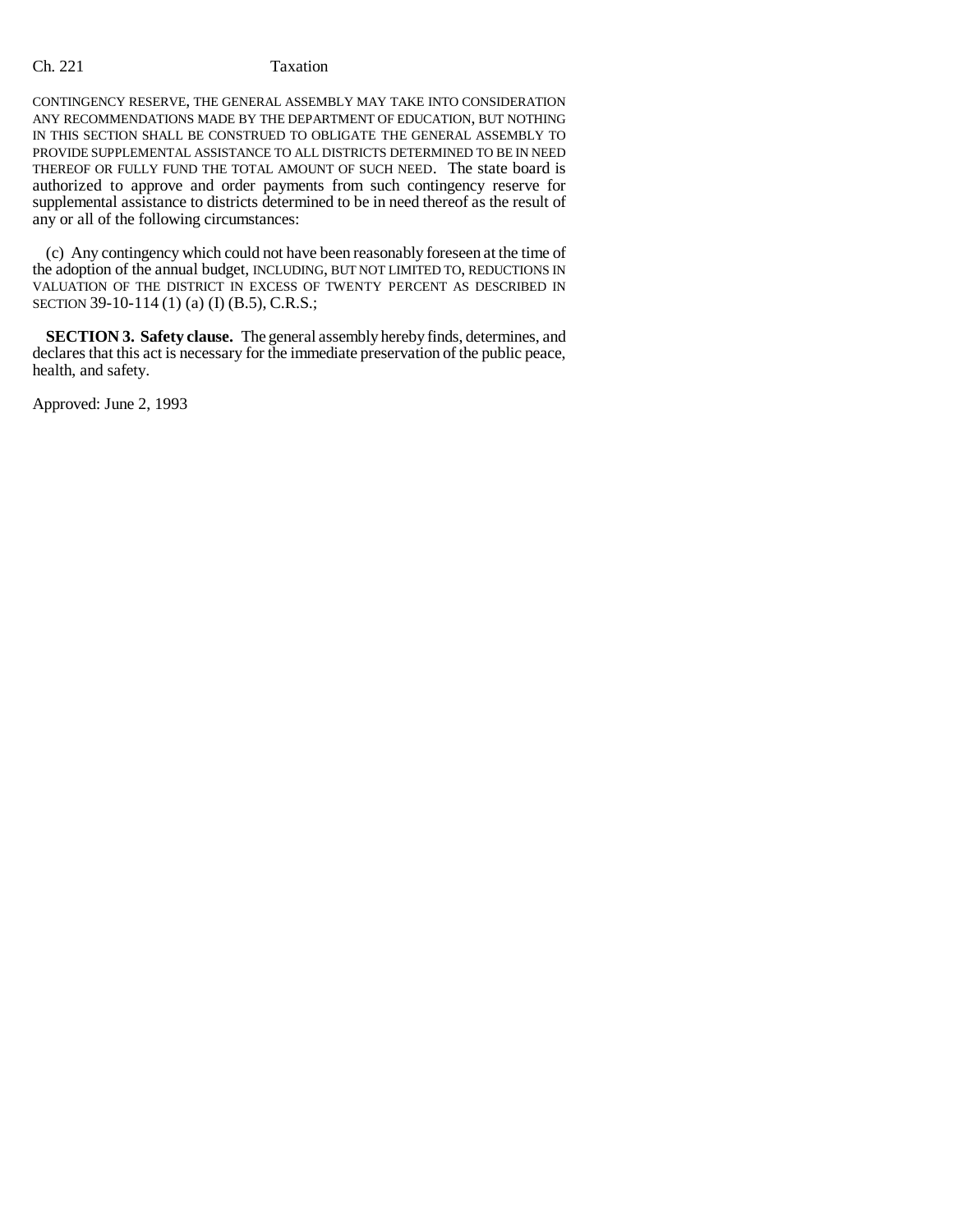CONTINGENCY RESERVE, THE GENERAL ASSEMBLY MAY TAKE INTO CONSIDERATION ANY RECOMMENDATIONS MADE BY THE DEPARTMENT OF EDUCATION, BUT NOTHING IN THIS SECTION SHALL BE CONSTRUED TO OBLIGATE THE GENERAL ASSEMBLY TO PROVIDE SUPPLEMENTAL ASSISTANCE TO ALL DISTRICTS DETERMINED TO BE IN NEED THEREOF OR FULLY FUND THE TOTAL AMOUNT OF SUCH NEED. The state board is authorized to approve and order payments from such contingency reserve for supplemental assistance to districts determined to be in need thereof as the result of any or all of the following circumstances:

(c) Any contingency which could not have been reasonably foreseen at the time of the adoption of the annual budget, INCLUDING, BUT NOT LIMITED TO, REDUCTIONS IN VALUATION OF THE DISTRICT IN EXCESS OF TWENTY PERCENT AS DESCRIBED IN SECTION 39-10-114 (1) (a) (I) (B.5), C.R.S.;

**SECTION 3. Safety clause.** The general assembly hereby finds, determines, and declares that this act is necessary for the immediate preservation of the public peace, health, and safety.

Approved: June 2, 1993